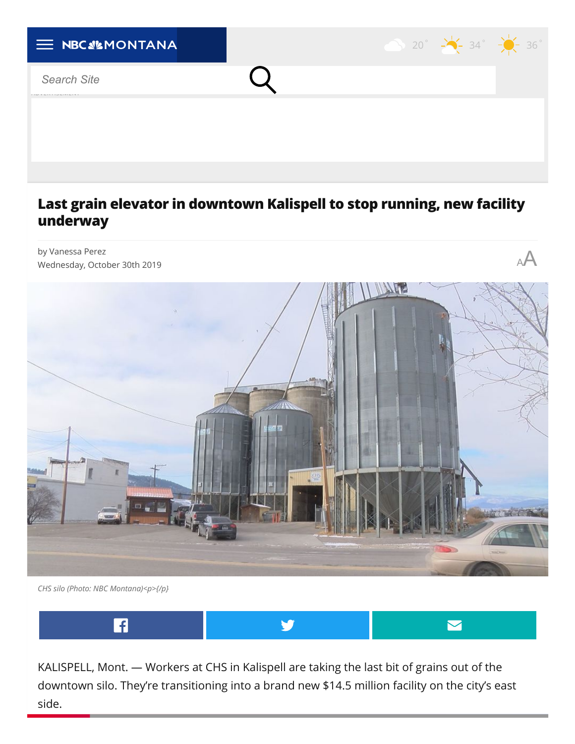# Last grain elevator in downtown Kalispell to stop running, new facility underway

by Vanessa Perez
Wednesday, October 30th 2019

*CHS silo (Photo: NBC Montana)<p>{/p}*

KALISPELL, Mont. — Workers at CHS in Kalispell are taking the last bit of grains out of the downtown silo. They're transitioning into a brand new $14.5 million facility on the city's east side.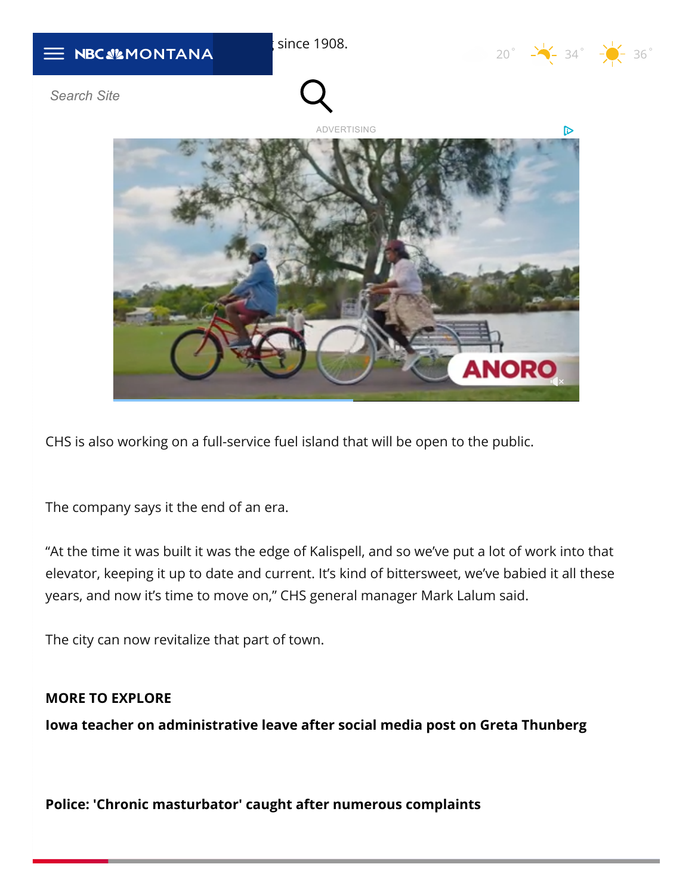since 1908.

CHS is also working on a full-service fuel island that will be open to the public.

The company says it the end of an era.

“At the time it was built it was the edge of Kalispell, and so we’ve put a lot of work into that elevator, keeping it up to date and current. It’s kind of bittersweet, we’ve babied it all these years, and now it’s time to move on,” CHS general manager Mark Lalum said.

The city can now revitalize that part of town.

**MORE TO EXPLORE**

**Iowa teacher on administrative leave after social media post on Greta Thunberg**

**Police: 'Chronic masturbator' caught after numerous complaints**